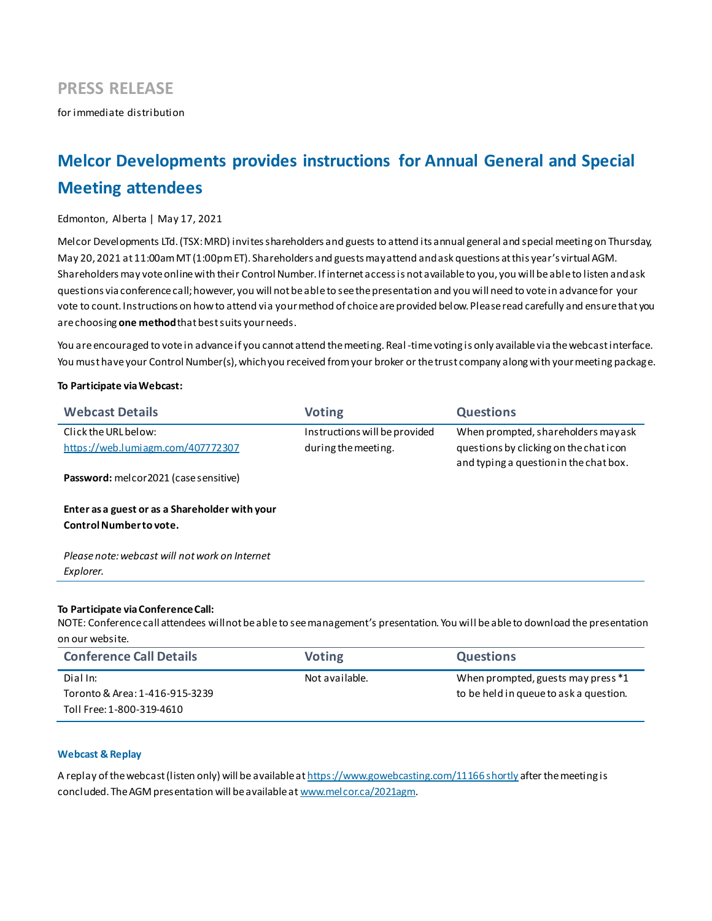**PRESS RELEASE**

for immediate distribution

# Melcor Developments provides instructions for Annual General and Special Meeting attendees

Edmonton, Alberta | May 17, 2021

Melcor Developments LTd. (TSX: MRD) invites shareholders and guests to attend its annual general and special meeting on Thursday, May 20, 2021 at 11:00am MT (1:00pm ET). Shareholders and guests may attend and ask questions at this year's virtual AGM. Shareholders may vote online with their Control Number. If internet access is not available to you, you will be able to listen and ask questions via conference call; however, you will not be able to see the presentation and you will need to vote in advance for your vote to count. Instructions on how to attend via your method of choice are provided below. Please read carefully and ensure that you are choosing **one method** that best suits your needs.

You are encouraged to vote in advance if you cannot attend the meeting. Real-time voting is only available via the webcast interface. You must have your Control Number(s), which you received from your broker or the trust company along with your meeting package.

**To Participate via Webcast:**

| Webcast Details | Voting | Questions |
|---|---|---|
| Click the URL below:<br>https://web.lumiagm.com/407772307<br><br>**Password:** melcor2021 (case sensitive)<br><br>**Enter as a guest or as a Shareholder with your Control Number to vote.**<br><br>*Please note: webcast will not work on Internet Explorer.* | Instructions will be provided during the meeting. | When prompted, shareholders may ask questions by clicking on the chat icon and typing a question in the chat box. |

**To Participate via Conference Call:**

NOTE: Conference call attendees will not be able to see management's presentation. You will be able to download the presentation on our website.

| Conference Call Details | Voting | Questions |
|---|---|---|
| Dial In:<br>Toronto & Area: 1-416-915-3239<br>Toll Free: 1-800-319-4610 | Not available. | When prompted, guests may press *1 to be held in queue to ask a question. |

**Webcast & Replay**

A replay of the webcast (listen only) will be available at https://www.gowebcasting.com/11166 shortly after the meeting is concluded. The AGM presentation will be available at www.melcor.ca/2021agm.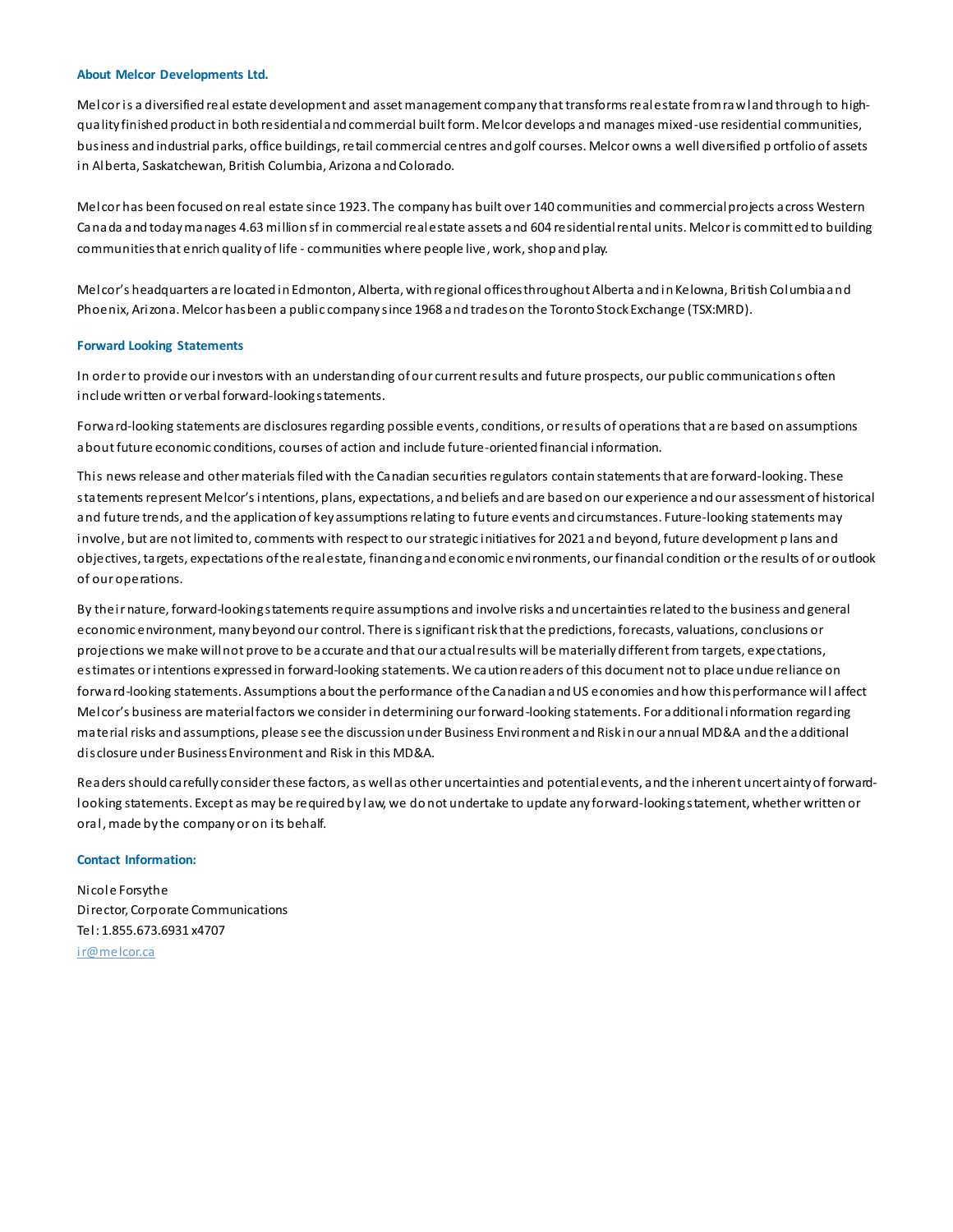### About Melcor Developments Ltd.

Melcor is a diversified real estate development and asset management company that transforms real estate from raw land through to high-quality finished product in both residential and commercial built form. Melcor develops and manages mixed-use residential communities, business and industrial parks, office buildings, retail commercial centres and golf courses. Melcor owns a well diversified portfolio of assets in Alberta, Saskatchewan, British Columbia, Arizona and Colorado.

Melcor has been focused on real estate since 1923. The company has built over 140 communities and commercial projects across Western Canada and today manages 4.63 million sf in commercial real estate assets and 604 residential rental units. Melcor is committed to building communities that enrich quality of life - communities where people live, work, shop and play.

Melcor's headquarters are located in Edmonton, Alberta, with regional offices throughout Alberta and in Kelowna, British Columbia and Phoenix, Arizona. Melcor has been a public company since 1968 and trades on the Toronto Stock Exchange (TSX:MRD).

### Forward Looking Statements

In order to provide our investors with an understanding of our current results and future prospects, our public communications often include written or verbal forward-looking statements.

Forward-looking statements are disclosures regarding possible events, conditions, or results of operations that are based on assumptions about future economic conditions, courses of action and include future-oriented financial information.

This news release and other materials filed with the Canadian securities regulators contain statements that are forward-looking. These statements represent Melcor's intentions, plans, expectations, and beliefs and are based on our experience and our assessment of historical and future trends, and the application of key assumptions relating to future events and circumstances. Future-looking statements may involve, but are not limited to, comments with respect to our strategic initiatives for 2021 and beyond, future development plans and objectives, targets, expectations of the real estate, financing and economic environments, our financial condition or the results of or outlook of our operations.

By their nature, forward-looking statements require assumptions and involve risks and uncertainties related to the business and general economic environment, many beyond our control. There is significant risk that the predictions, forecasts, valuations, conclusions or projections we make will not prove to be accurate and that our actual results will be materially different from targets, expectations, estimates or intentions expressed in forward-looking statements. We caution readers of this document not to place undue reliance on forward-looking statements. Assumptions about the performance of the Canadian and US economies and how this performance will affect Melcor's business are material factors we consider in determining our forward-looking statements. For additional information regarding material risks and assumptions, please see the discussion under Business Environment and Risk in our annual MD&A and the additional disclosure under Business Environment and Risk in this MD&A.

Readers should carefully consider these factors, as well as other uncertainties and potential events, and the inherent uncertainty of forward-looking statements. Except as may be required by law, we do not undertake to update any forward-looking statement, whether written or oral, made by the company or on its behalf.

### Contact Information:

Nicole Forsythe
Director, Corporate Communications
Tel: 1.855.673.6931 x4707
ir@melcor.ca